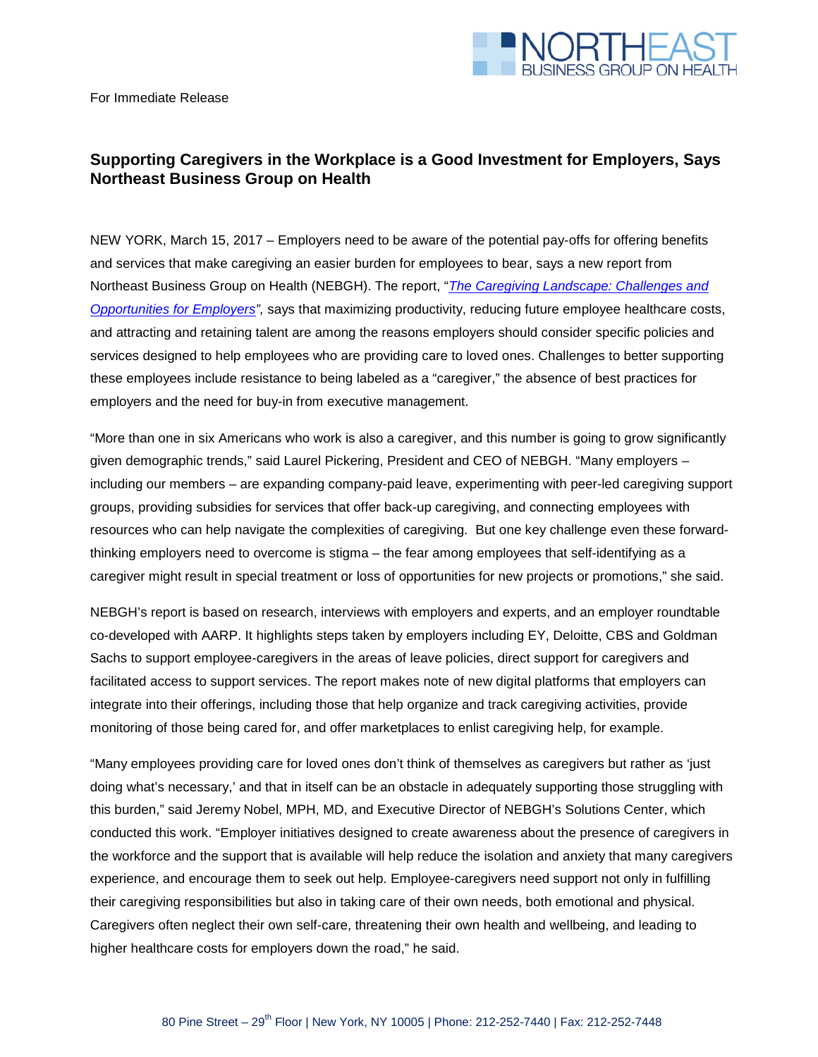NORTHEAST BUSINESS GROUP ON HEALTH

For Immediate Release

## Supporting Caregivers in the Workplace is a Good Investment for Employers, Says Northeast Business Group on Health

NEW YORK, March 15, 2017 – Employers need to be aware of the potential pay-offs for offering benefits and services that make caregiving an easier burden for employees to bear, says a new report from Northeast Business Group on Health (NEBGH). The report, "*The Caregiving Landscape: Challenges and Opportunities for Employers*", says that maximizing productivity, reducing future employee healthcare costs, and attracting and retaining talent are among the reasons employers should consider specific policies and services designed to help employees who are providing care to loved ones. Challenges to better supporting these employees include resistance to being labeled as a "caregiver," the absence of best practices for employers and the need for buy-in from executive management.

"More than one in six Americans who work is also a caregiver, and this number is going to grow significantly given demographic trends," said Laurel Pickering, President and CEO of NEBGH. "Many employers – including our members – are expanding company-paid leave, experimenting with peer-led caregiving support groups, providing subsidies for services that offer back-up caregiving, and connecting employees with resources who can help navigate the complexities of caregiving. But one key challenge even these forward-thinking employers need to overcome is stigma – the fear among employees that self-identifying as a caregiver might result in special treatment or loss of opportunities for new projects or promotions," she said.

NEBGH's report is based on research, interviews with employers and experts, and an employer roundtable co-developed with AARP. It highlights steps taken by employers including EY, Deloitte, CBS and Goldman Sachs to support employee-caregivers in the areas of leave policies, direct support for caregivers and facilitated access to support services. The report makes note of new digital platforms that employers can integrate into their offerings, including those that help organize and track caregiving activities, provide monitoring of those being cared for, and offer marketplaces to enlist caregiving help, for example.

"Many employees providing care for loved ones don't think of themselves as caregivers but rather as 'just doing what's necessary,' and that in itself can be an obstacle in adequately supporting those struggling with this burden," said Jeremy Nobel, MPH, MD, and Executive Director of NEBGH's Solutions Center, which conducted this work. "Employer initiatives designed to create awareness about the presence of caregivers in the workforce and the support that is available will help reduce the isolation and anxiety that many caregivers experience, and encourage them to seek out help. Employee-caregivers need support not only in fulfilling their caregiving responsibilities but also in taking care of their own needs, both emotional and physical. Caregivers often neglect their own self-care, threatening their own health and wellbeing, and leading to higher healthcare costs for employers down the road," he said.

80 Pine Street – 29th Floor | New York, NY 10005 | Phone: 212-252-7440 | Fax: 212-252-7448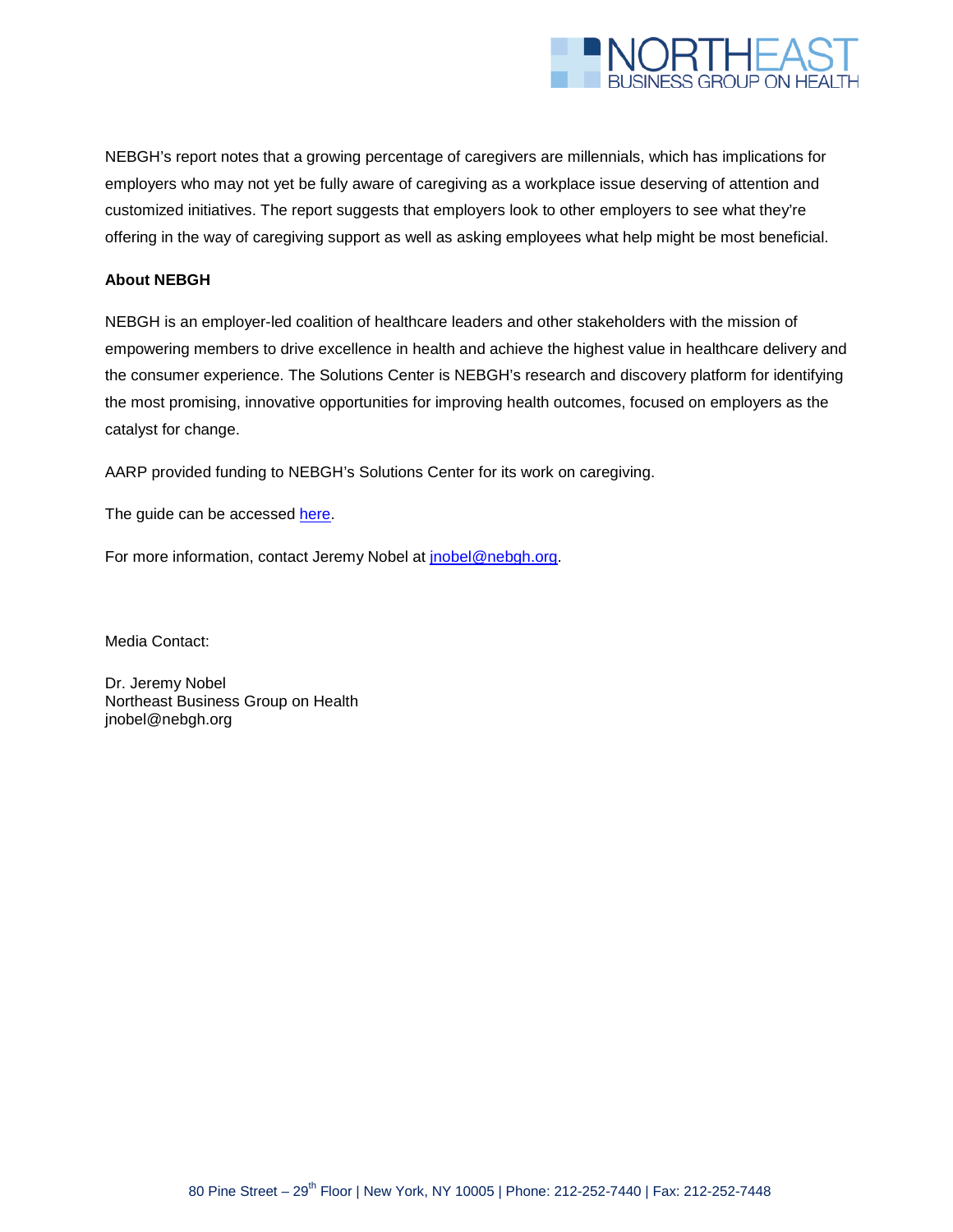NEBGH's report notes that a growing percentage of caregivers are millennials, which has implications for employers who may not yet be fully aware of caregiving as a workplace issue deserving of attention and customized initiatives. The report suggests that employers look to other employers to see what they're offering in the way of caregiving support as well as asking employees what help might be most beneficial.

**About NEBGH**

NEBGH is an employer-led coalition of healthcare leaders and other stakeholders with the mission of empowering members to drive excellence in health and achieve the highest value in healthcare delivery and the consumer experience. The Solutions Center is NEBGH's research and discovery platform for identifying the most promising, innovative opportunities for improving health outcomes, focused on employers as the catalyst for change.

AARP provided funding to NEBGH's Solutions Center for its work on caregiving.

The guide can be accessed here.

For more information, contact Jeremy Nobel at jnobel@nebgh.org.

Media Contact:

Dr. Jeremy Nobel
Northeast Business Group on Health
jnobel@nebgh.org